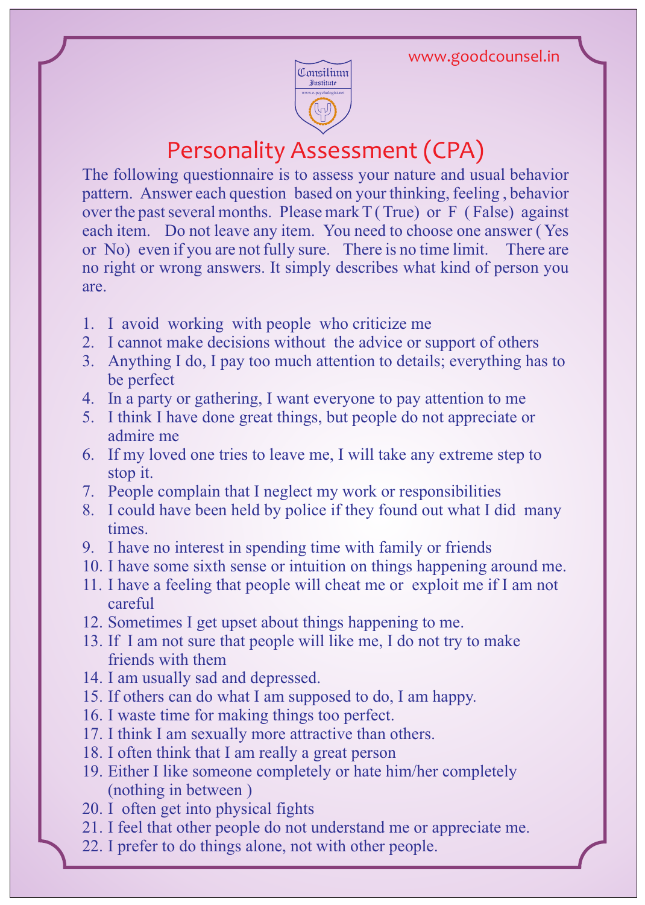www.goodcounsel.in

Consilium Institute

www.e-psychologist.net

# Personality Assessment (CPA)

The following questionnaire is to assess your nature and usual behavior pattern. Answer each question based on your thinking, feeling , behavior over the past several months. Please mark T ( True) or F ( False) against each item. Do not leave any item. You need to choose one answer ( Yes or No) even if you are not fully sure. There is no time limit. There are no right or wrong answers. It simply describes what kind of person you are.

1. I avoid working with people who criticize me
2. I cannot make decisions without the advice or support of others
3. Anything I do, I pay too much attention to details; everything has to be perfect
4. In a party or gathering, I want everyone to pay attention to me
5. I think I have done great things, but people do not appreciate or admire me
6. If my loved one tries to leave me, I will take any extreme step to stop it.
7. People complain that I neglect my work or responsibilities
8. I could have been held by police if they found out what I did many times.
9. I have no interest in spending time with family or friends
10. I have some sixth sense or intuition on things happening around me.
11. I have a feeling that people will cheat me or exploit me if I am not careful
12. Sometimes I get upset about things happening to me.
13. If I am not sure that people will like me, I do not try to make friends with them
14. I am usually sad and depressed.
15. If others can do what I am supposed to do, I am happy.
16. I waste time for making things too perfect.
17. I think I am sexually more attractive than others.
18. I often think that I am really a great person
19. Either I like someone completely or hate him/her completely (nothing in between )
20. I often get into physical fights
21. I feel that other people do not understand me or appreciate me.
22. I prefer to do things alone, not with other people.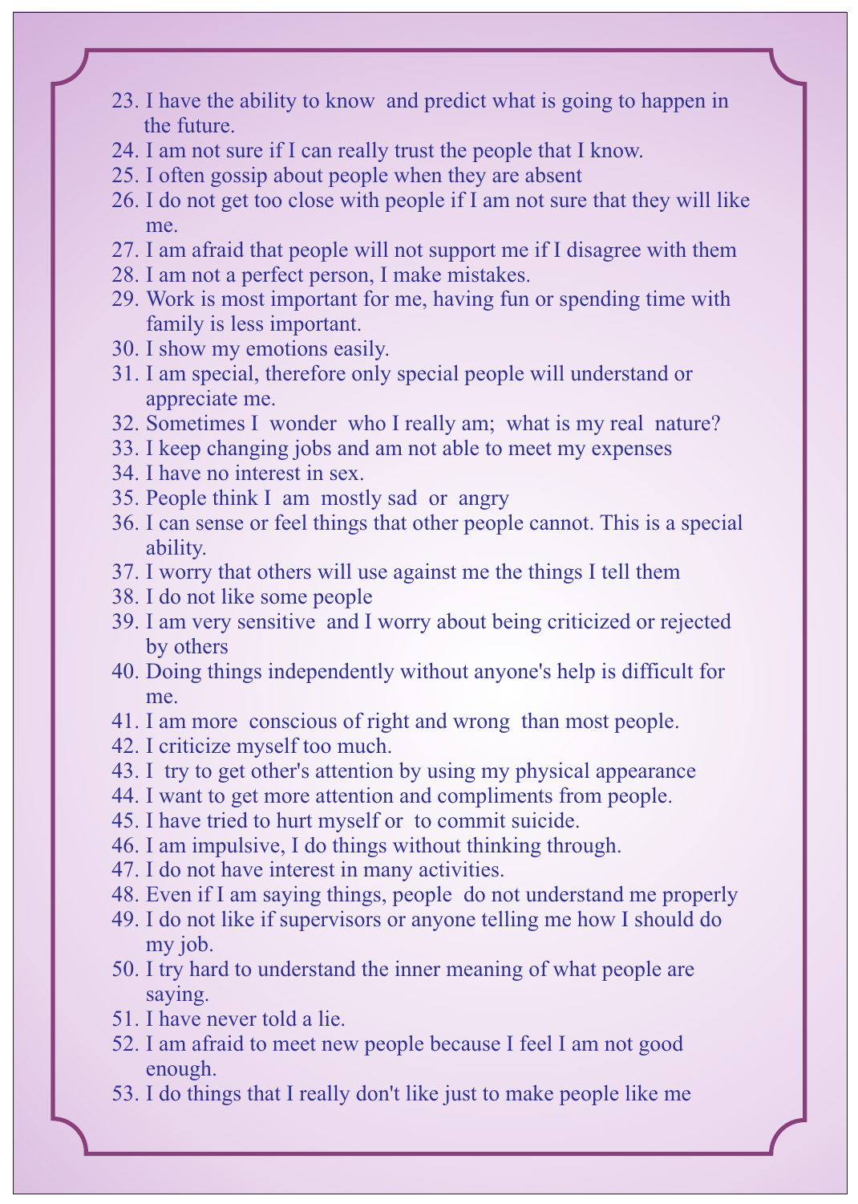23. I have the ability to know and predict what is going to happen in the future.
24. I am not sure if I can really trust the people that I know.
25. I often gossip about people when they are absent
26. I do not get too close with people if I am not sure that they will like me.
27. I am afraid that people will not support me if I disagree with them
28. I am not a perfect person, I make mistakes.
29. Work is most important for me, having fun or spending time with family is less important.
30. I show my emotions easily.
31. I am special, therefore only special people will understand or appreciate me.
32. Sometimes I wonder who I really am; what is my real nature?
33. I keep changing jobs and am not able to meet my expenses
34. I have no interest in sex.
35. People think I am mostly sad or angry
36. I can sense or feel things that other people cannot. This is a special ability.
37. I worry that others will use against me the things I tell them
38. I do not like some people
39. I am very sensitive and I worry about being criticized or rejected by others
40. Doing things independently without anyone's help is difficult for me.
41. I am more conscious of right and wrong than most people.
42. I criticize myself too much.
43. I try to get other's attention by using my physical appearance
44. I want to get more attention and compliments from people.
45. I have tried to hurt myself or to commit suicide.
46. I am impulsive, I do things without thinking through.
47. I do not have interest in many activities.
48. Even if I am saying things, people do not understand me properly
49. I do not like if supervisors or anyone telling me how I should do my job.
50. I try hard to understand the inner meaning of what people are saying.
51. I have never told a lie.
52. I am afraid to meet new people because I feel I am not good enough.
53. I do things that I really don't like just to make people like me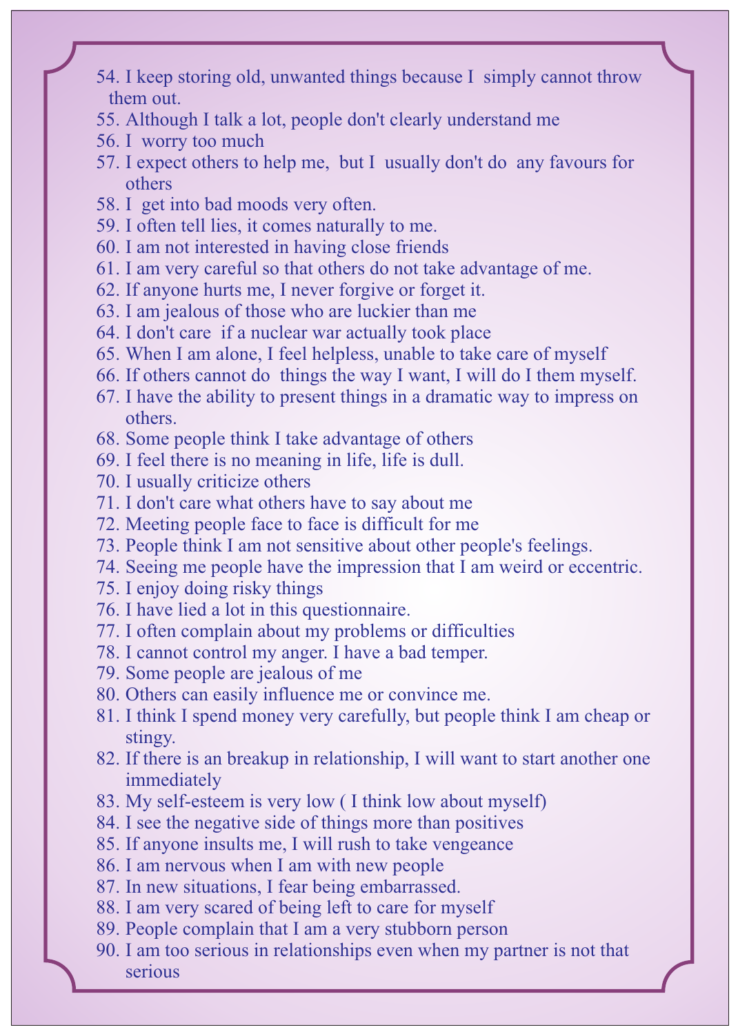54. I keep storing old, unwanted things because I simply cannot throw them out.
55. Although I talk a lot, people don't clearly understand me
56. I worry too much
57. I expect others to help me, but I usually don't do any favours for others
58. I get into bad moods very often.
59. I often tell lies, it comes naturally to me.
60. I am not interested in having close friends
61. I am very careful so that others do not take advantage of me.
62. If anyone hurts me, I never forgive or forget it.
63. I am jealous of those who are luckier than me
64. I don't care if a nuclear war actually took place
65. When I am alone, I feel helpless, unable to take care of myself
66. If others cannot do things the way I want, I will do I them myself.
67. I have the ability to present things in a dramatic way to impress on others.
68. Some people think I take advantage of others
69. I feel there is no meaning in life, life is dull.
70. I usually criticize others
71. I don't care what others have to say about me
72. Meeting people face to face is difficult for me
73. People think I am not sensitive about other people's feelings.
74. Seeing me people have the impression that I am weird or eccentric.
75. I enjoy doing risky things
76. I have lied a lot in this questionnaire.
77. I often complain about my problems or difficulties
78. I cannot control my anger. I have a bad temper.
79. Some people are jealous of me
80. Others can easily influence me or convince me.
81. I think I spend money very carefully, but people think I am cheap or stingy.
82. If there is an breakup in relationship, I will want to start another one immediately
83. My self-esteem is very low ( I think low about myself)
84. I see the negative side of things more than positives
85. If anyone insults me, I will rush to take vengeance
86. I am nervous when I am with new people
87. In new situations, I fear being embarrassed.
88. I am very scared of being left to care for myself
89. People complain that I am a very stubborn person
90. I am too serious in relationships even when my partner is not that serious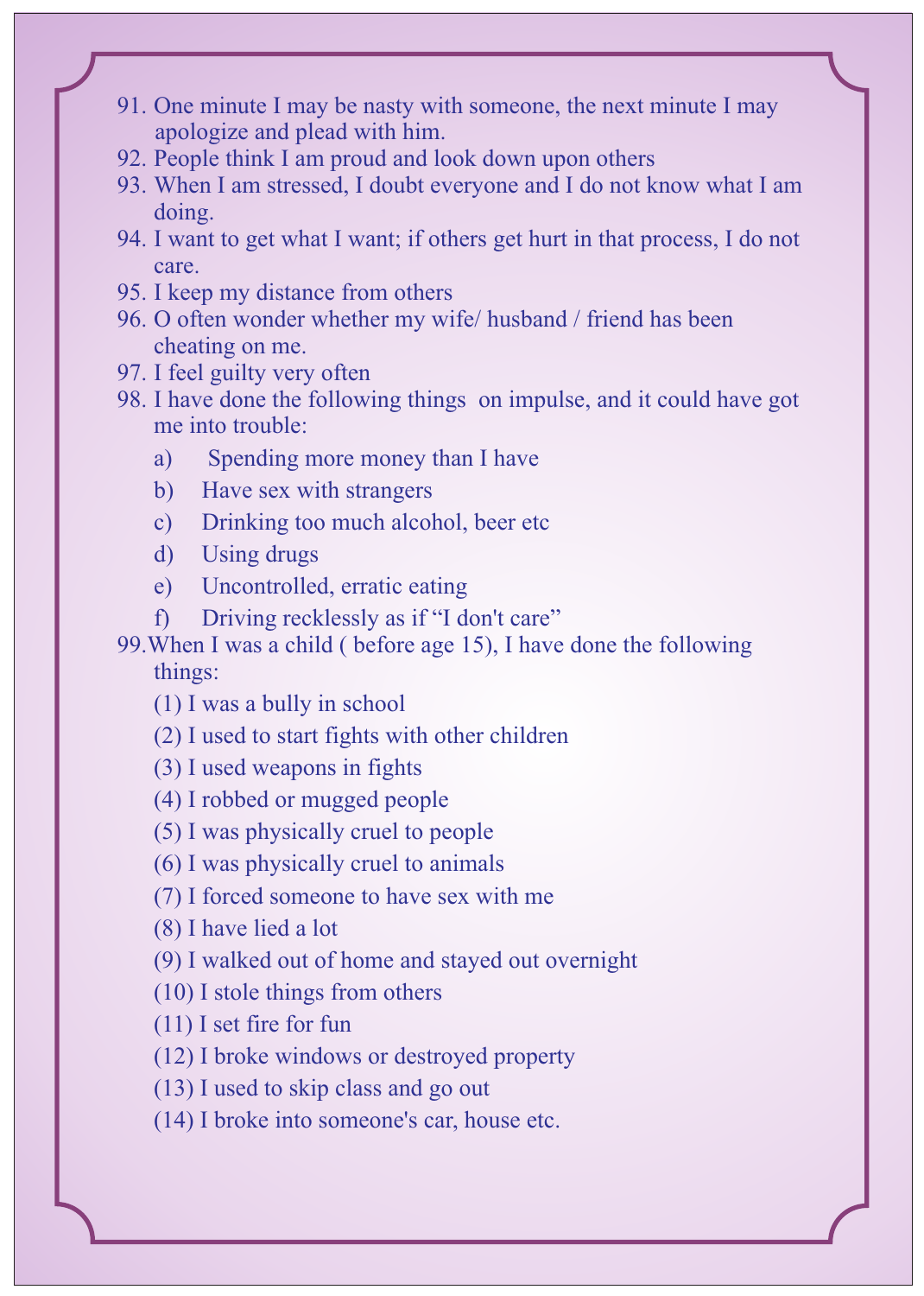91. One minute I may be nasty with someone, the next minute I may apologize and plead with him.
92. People think I am proud and look down upon others
93. When I am stressed, I doubt everyone and I do not know what I am doing.
94. I want to get what I want; if others get hurt in that process, I do not care.
95. I keep my distance from others
96. O often wonder whether my wife/ husband / friend has been cheating on me.
97. I feel guilty very often
98. I have done the following things on impulse, and it could have got me into trouble:
    - a) Spending more money than I have
    - b) Have sex with strangers
    - c) Drinking too much alcohol, beer etc
    - d) Using drugs
    - e) Uncontrolled, erratic eating
    - f) Driving recklessly as if "I don't care"
99. When I was a child ( before age 15), I have done the following things:
    - (1) I was a bully in school
    - (2) I used to start fights with other children
    - (3) I used weapons in fights
    - (4) I robbed or mugged people
    - (5) I was physically cruel to people
    - (6) I was physically cruel to animals
    - (7) I forced someone to have sex with me
    - (8) I have lied a lot
    - (9) I walked out of home and stayed out overnight
    - (10) I stole things from others
    - (11) I set fire for fun
    - (12) I broke windows or destroyed property
    - (13) I used to skip class and go out
    - (14) I broke into someone's car, house etc.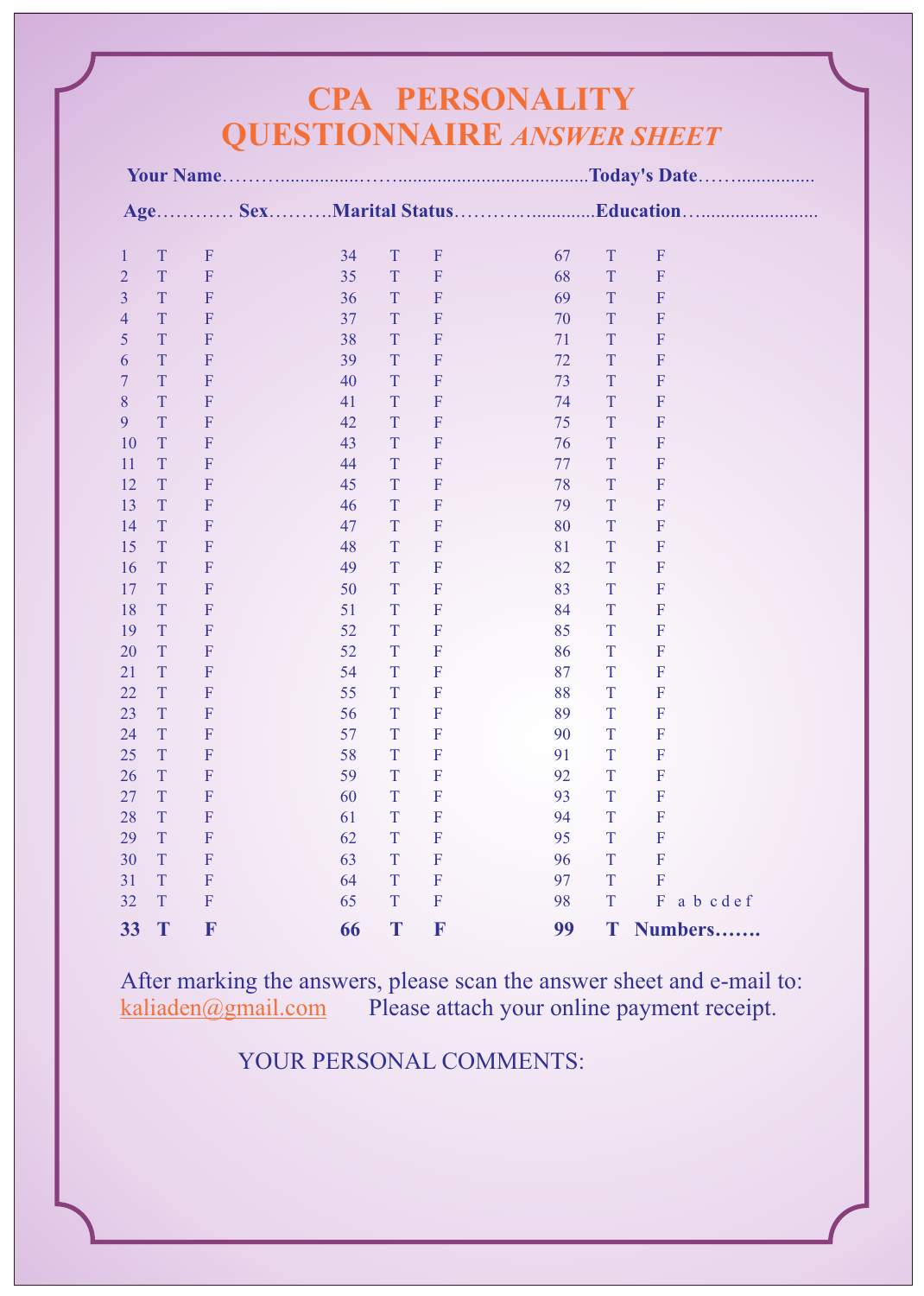# CPA PERSONALITY QUESTIONNAIRE *ANSWER SHEET*

**Your Name**…………………………………………………………**Today's Date**……………………

**Age**………… **Sex**………**Marital Status**…………………………**Education**……………………………

| | | | | | | | | |
|---|---|---|---|---|---|---|---|---|
| 1 | T | F | 34 | T | F | 67 | T | F |
| 2 | T | F | 35 | T | F | 68 | T | F |
| 3 | T | F | 36 | T | F | 69 | T | F |
| 4 | T | F | 37 | T | F | 70 | T | F |
| 5 | T | F | 38 | T | F | 71 | T | F |
| 6 | T | F | 39 | T | F | 72 | T | F |
| 7 | T | F | 40 | T | F | 73 | T | F |
| 8 | T | F | 41 | T | F | 74 | T | F |
| 9 | T | F | 42 | T | F | 75 | T | F |
| 10 | T | F | 43 | T | F | 76 | T | F |
| 11 | T | F | 44 | T | F | 77 | T | F |
| 12 | T | F | 45 | T | F | 78 | T | F |
| 13 | T | F | 46 | T | F | 79 | T | F |
| 14 | T | F | 47 | T | F | 80 | T | F |
| 15 | T | F | 48 | T | F | 81 | T | F |
| 16 | T | F | 49 | T | F | 82 | T | F |
| 17 | T | F | 50 | T | F | 83 | T | F |
| 18 | T | F | 51 | T | F | 84 | T | F |
| 19 | T | F | 52 | T | F | 85 | T | F |
| 20 | T | F | 52 | T | F | 86 | T | F |
| 21 | T | F | 54 | T | F | 87 | T | F |
| 22 | T | F | 55 | T | F | 88 | T | F |
| 23 | T | F | 56 | T | F | 89 | T | F |
| 24 | T | F | 57 | T | F | 90 | T | F |
| 25 | T | F | 58 | T | F | 91 | T | F |
| 26 | T | F | 59 | T | F | 92 | T | F |
| 27 | T | F | 60 | T | F | 93 | T | F |
| 28 | T | F | 61 | T | F | 94 | T | F |
| 29 | T | F | 62 | T | F | 95 | T | F |
| 30 | T | F | 63 | T | F | 96 | T | F |
| 31 | T | F | 64 | T | F | 97 | T | F |
| 32 | T | F | 65 | T | F | 98 | T | F a b c d e f |
| **33** | **T** | **F** | **66** | **T** | **F** | **99** | **T** | **Numbers…….** |

After marking the answers, please scan the answer sheet and e-mail to: kaliaden@gmail.com    Please attach your online payment receipt.

YOUR PERSONAL COMMENTS: